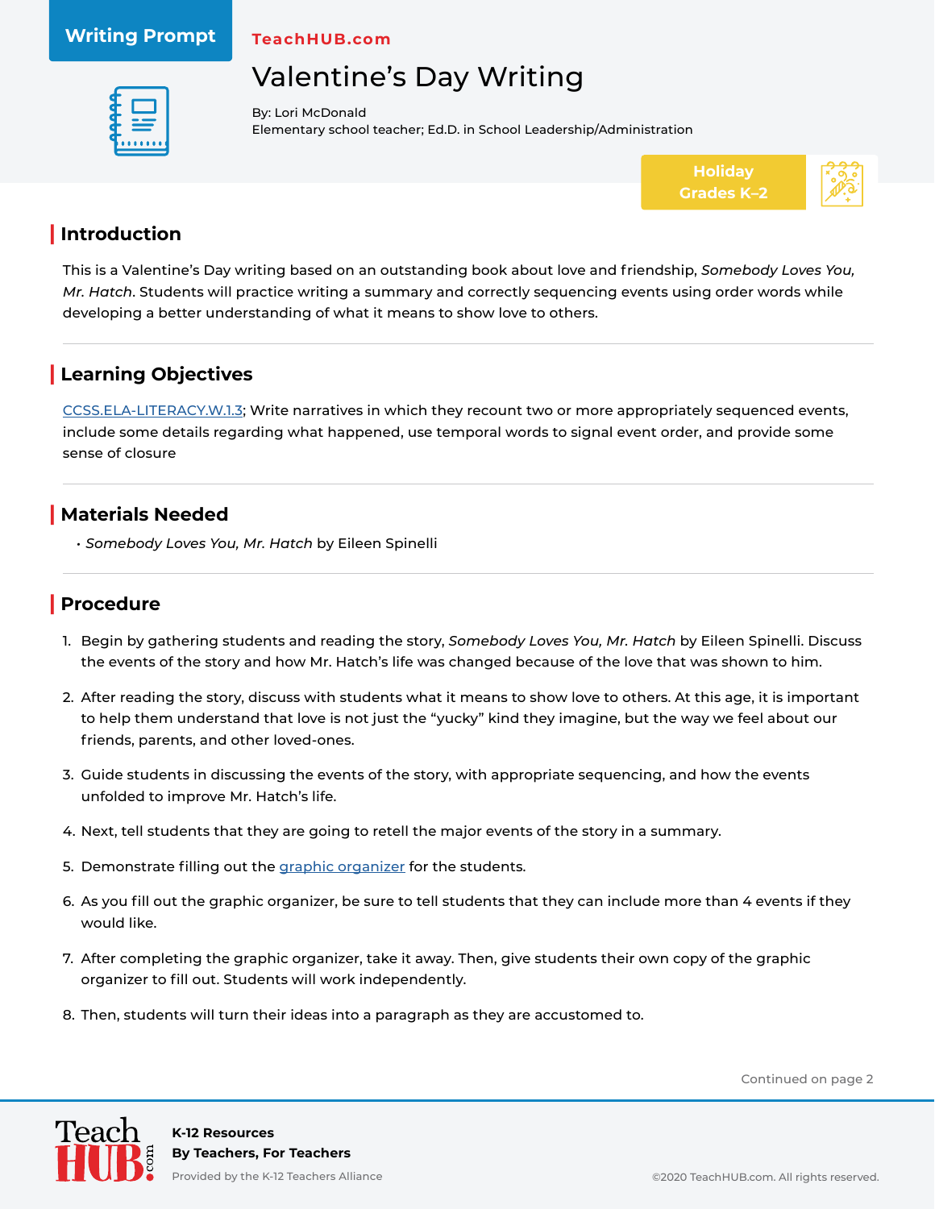Writing Prompt

TeachHUB.com

# Valentine's Day Writing

By: Lori McDonald
Elementary school teacher; Ed.D. in School Leadership/Administration

Holiday
Grades K–2

## Introduction

This is a Valentine's Day writing based on an outstanding book about love and friendship, *Somebody Loves You, Mr. Hatch*. Students will practice writing a summary and correctly sequencing events using order words while developing a better understanding of what it means to show love to others.

## Learning Objectives

CCSS.ELA-LITERACY.W.1.3; Write narratives in which they recount two or more appropriately sequenced events, include some details regarding what happened, use temporal words to signal event order, and provide some sense of closure

## Materials Needed

- *Somebody Loves You, Mr. Hatch* by Eileen Spinelli

## Procedure

1. Begin by gathering students and reading the story, *Somebody Loves You, Mr. Hatch* by Eileen Spinelli. Discuss the events of the story and how Mr. Hatch's life was changed because of the love that was shown to him.
2. After reading the story, discuss with students what it means to show love to others. At this age, it is important to help them understand that love is not just the "yucky" kind they imagine, but the way we feel about our friends, parents, and other loved-ones.
3. Guide students in discussing the events of the story, with appropriate sequencing, and how the events unfolded to improve Mr. Hatch's life.
4. Next, tell students that they are going to retell the major events of the story in a summary.
5. Demonstrate filling out the graphic organizer for the students.
6. As you fill out the graphic organizer, be sure to tell students that they can include more than 4 events if they would like.
7. After completing the graphic organizer, take it away. Then, give students their own copy of the graphic organizer to fill out. Students will work independently.
8. Then, students will turn their ideas into a paragraph as they are accustomed to.

Continued on page 2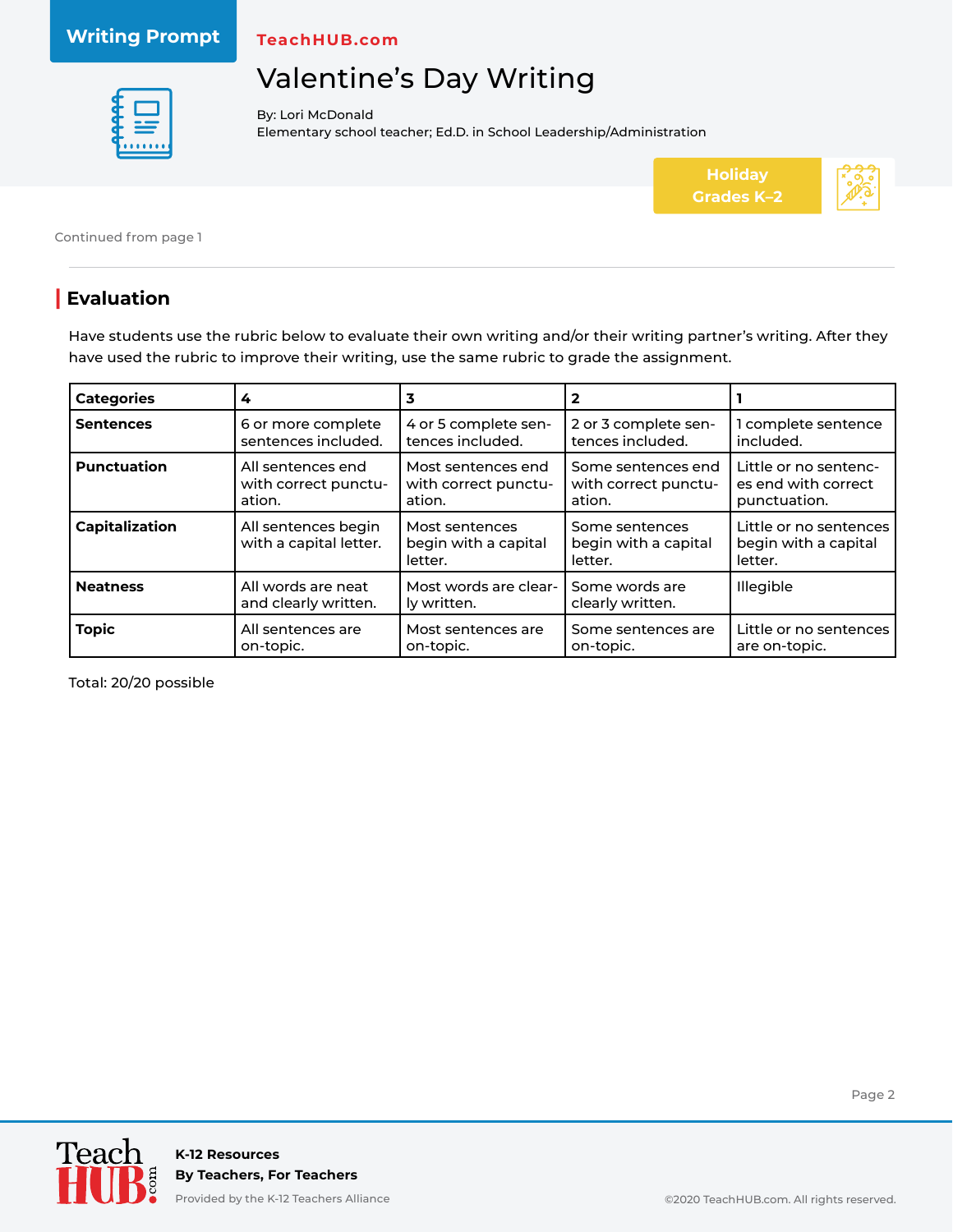# Valentine's Day Writing

By: Lori McDonald
Elementary school teacher; Ed.D. in School Leadership/Administration

Holiday
Grades K–2

Continued from page 1

## Evaluation

Have students use the rubric below to evaluate their own writing and/or their writing partner's writing. After they have used the rubric to improve their writing, use the same rubric to grade the assignment.

| Categories | 4 | 3 | 2 | 1 |
|---|---|---|---|---|
| **Sentences** | 6 or more complete sentences included. | 4 or 5 complete sentences included. | 2 or 3 complete sentences included. | 1 complete sentence included. |
| **Punctuation** | All sentences end with correct punctuation. | Most sentences end with correct punctuation. | Some sentences end with correct punctuation. | Little or no sentences end with correct punctuation. |
| **Capitalization** | All sentences begin with a capital letter. | Most sentences begin with a capital letter. | Some sentences begin with a capital letter. | Little or no sentences begin with a capital letter. |
| **Neatness** | All words are neat and clearly written. | Most words are clearly written. | Some words are clearly written. | Illegible |
| **Topic** | All sentences are on-topic. | Most sentences are on-topic. | Some sentences are on-topic. | Little or no sentences are on-topic. |

Total: 20/20 possible